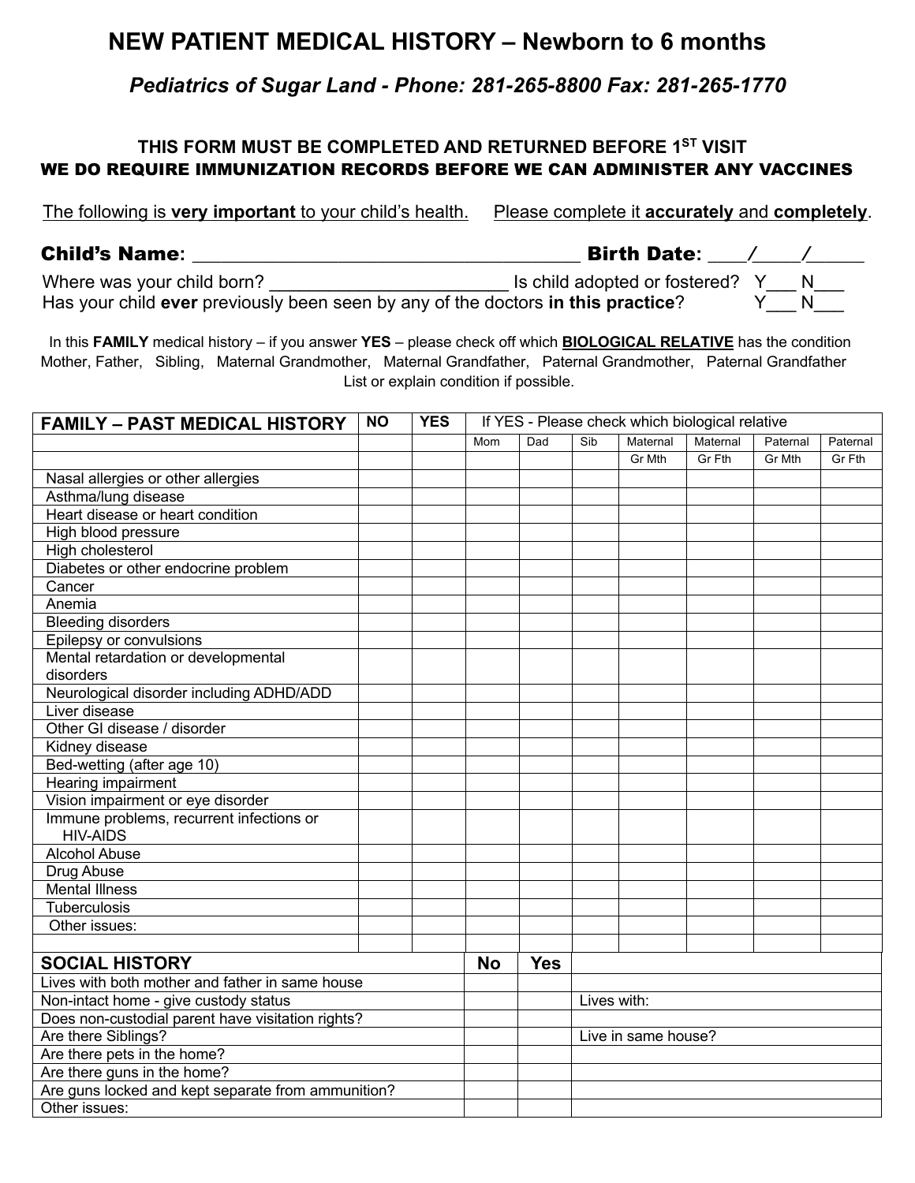# NEW PATIENT MEDICAL HISTORY – Newborn to 6 months

### *Pediatrics of Sugar Land - Phone: 281-265-8800 Fax: 281-265-1770*

**THIS FORM MUST BE COMPLETED AND RETURNED BEFORE 1ST VISIT**
**WE DO REQUIRE IMMUNIZATION RECORDS BEFORE WE CAN ADMINISTER ANY VACCINES**

The following is **very important** to your child's health. Please complete it **accurately** and **completely**.

**Child's Name**: _____________________________________ **Birth Date**: ___/____/_____

Where was your child born? _______________________ Is child adopted or fostered? Y___ N___
Has your child **ever** previously been seen by any of the doctors **in this practice**? Y___ N___

In this **FAMILY** medical history – if you answer **YES** – please check off which **BIOLOGICAL RELATIVE** has the condition
Mother, Father, Sibling, Maternal Grandmother, Maternal Grandfather, Paternal Grandmother, Paternal Grandfather
List or explain condition if possible.

| FAMILY – PAST MEDICAL HISTORY | NO | YES | If YES - Please check which biological relative | | | | | | |
|---|---|---|---|---|---|---|---|---|---|
| | | | Mom | Dad | Sib | Maternal Gr Mth | Maternal Gr Fth | Paternal Gr Mth | Paternal Gr Fth |
| Nasal allergies or other allergies | | | | | | | | | |
| Asthma/lung disease | | | | | | | | | |
| Heart disease or heart condition | | | | | | | | | |
| High blood pressure | | | | | | | | | |
| High cholesterol | | | | | | | | | |
| Diabetes or other endocrine problem | | | | | | | | | |
| Cancer | | | | | | | | | |
| Anemia | | | | | | | | | |
| Bleeding disorders | | | | | | | | | |
| Epilepsy or convulsions | | | | | | | | | |
| Mental retardation or developmental disorders | | | | | | | | | |
| Neurological disorder including ADHD/ADD | | | | | | | | | |
| Liver disease | | | | | | | | | |
| Other GI disease / disorder | | | | | | | | | |
| Kidney disease | | | | | | | | | |
| Bed-wetting (after age 10) | | | | | | | | | |
| Hearing impairment | | | | | | | | | |
| Vision impairment or eye disorder | | | | | | | | | |
| Immune problems, recurrent infections or HIV-AIDS | | | | | | | | | |
| Alcohol Abuse | | | | | | | | | |
| Drug Abuse | | | | | | | | | |
| Mental Illness | | | | | | | | | |
| Tuberculosis | | | | | | | | | |
| Other issues: | | | | | | | | | |
| | | | | | | | | | |

| SOCIAL HISTORY | No | Yes | |
|---|---|---|---|
| Lives with both mother and father in same house | | | |
| Non-intact home - give custody status | | | Lives with: |
| Does non-custodial parent have visitation rights? | | | |
| Are there Siblings? | | | Live in same house? |
| Are there pets in the home? | | | |
| Are there guns in the home? | | | |
| Are guns locked and kept separate from ammunition? | | | |
| Other issues: | | | |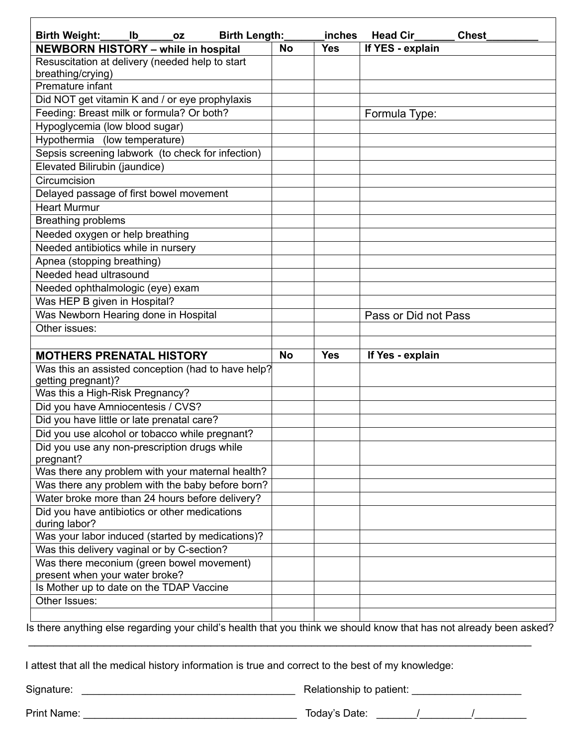Birth Weight:_____lb______oz Birth Length:_______inches Head Cir_______ Chest_________

| NEWBORN HISTORY – while in hospital | No | Yes | If YES - explain |
|---|---|---|---|
| Resuscitation at delivery (needed help to start breathing/crying) | | | |
| Premature infant | | | |
| Did NOT get vitamin K and / or eye prophylaxis | | | |
| Feeding: Breast milk or formula? Or both? | | | Formula Type: |
| Hypoglycemia (low blood sugar) | | | |
| Hypothermia (low temperature) | | | |
| Sepsis screening labwork (to check for infection) | | | |
| Elevated Bilirubin (jaundice) | | | |
| Circumcision | | | |
| Delayed passage of first bowel movement | | | |
| Heart Murmur | | | |
| Breathing problems | | | |
| Needed oxygen or help breathing | | | |
| Needed antibiotics while in nursery | | | |
| Apnea (stopping breathing) | | | |
| Needed head ultrasound | | | |
| Needed ophthalmologic (eye) exam | | | |
| Was HEP B given in Hospital? | | | |
| Was Newborn Hearing done in Hospital | | | Pass or Did not Pass |
| Other issues: | | | |
| | | | |

| MOTHERS PRENATAL HISTORY | No | Yes | If Yes - explain |
|---|---|---|---|
| Was this an assisted conception (had to have help? getting pregnant)? | | | |
| Was this a High-Risk Pregnancy? | | | |
| Did you have Amniocentesis / CVS? | | | |
| Did you have little or late prenatal care? | | | |
| Did you use alcohol or tobacco while pregnant? | | | |
| Did you use any non-prescription drugs while pregnant? | | | |
| Was there any problem with your maternal health? | | | |
| Was there any problem with the baby before born? | | | |
| Water broke more than 24 hours before delivery? | | | |
| Did you have antibiotics or other medications during labor? | | | |
| Was your labor induced (started by medications)? | | | |
| Was this delivery vaginal or by C-section? | | | |
| Was there meconium (green bowel movement) present when your water broke? | | | |
| Is Mother up to date on the TDAP Vaccine | | | |
| Other Issues: | | | |
| | | | |

Is there anything else regarding your child's health that you think we should know that has not already been asked?

_______________________________________________________________________________________

I attest that all the medical history information is true and correct to the best of my knowledge:

Signature: _____________________________________ Relationship to patient: ___________________

Print Name: _____________________________________ Today's Date: _______/_________/_________